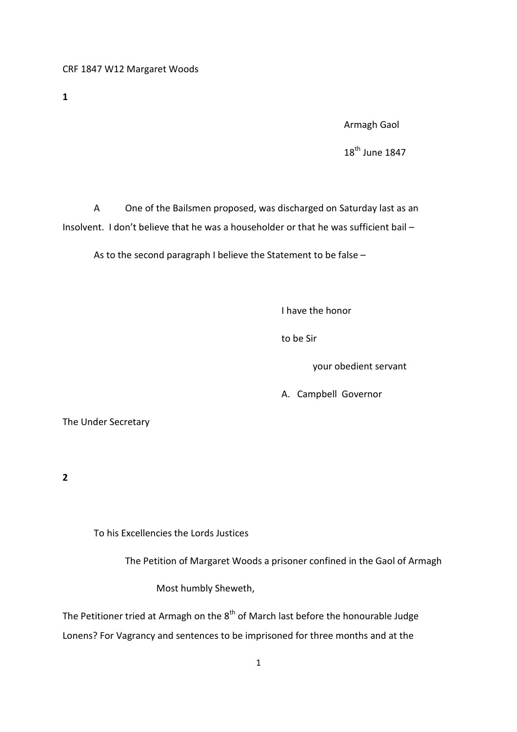CRF 1847 W12 Margaret Woods

**1**

Armagh Gaol

18th June 1847

A One of the Bailsmen proposed, was discharged on Saturday last as an Insolvent. I don't believe that he was a householder or that he was sufficient bail –

As to the second paragraph I believe the Statement to be false –

I have the honor

to be Sir

your obedient servant

A. Campbell Governor

The Under Secretary

**2**

To his Excellencies the Lords Justices

The Petition of Margaret Woods a prisoner confined in the Gaol of Armagh

Most humbly Sheweth,

The Petitioner tried at Armagh on the 8th of March last before the honourable Judge Lonens? For Vagrancy and sentences to be imprisoned for three months and at the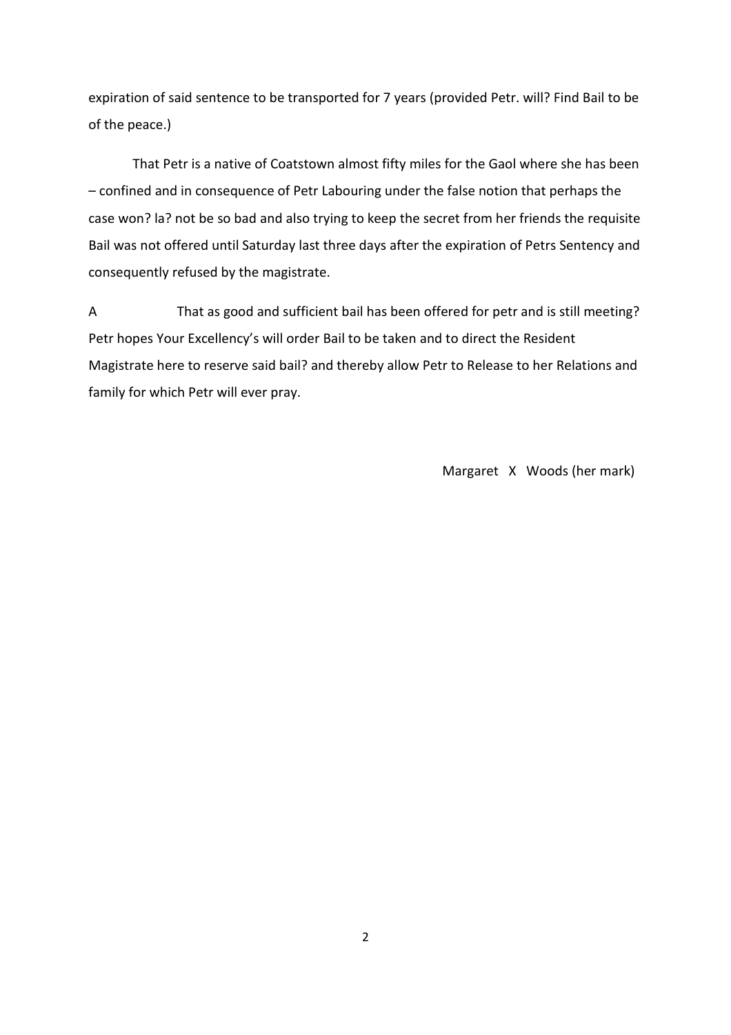expiration of said sentence to be transported for 7 years (provided Petr. will? Find Bail to be of the peace.)

That Petr is a native of Coatstown almost fifty miles for the Gaol where she has been – confined and in consequence of Petr Labouring under the false notion that perhaps the case won? la? not be so bad and also trying to keep the secret from her friends the requisite Bail was not offered until Saturday last three days after the expiration of Petrs Sentency and consequently refused by the magistrate.

A That as good and sufficient bail has been offered for petr and is still meeting? Petr hopes Your Excellency's will order Bail to be taken and to direct the Resident Magistrate here to reserve said bail? and thereby allow Petr to Release to her Relations and family for which Petr will ever pray.

Margaret X Woods (her mark)